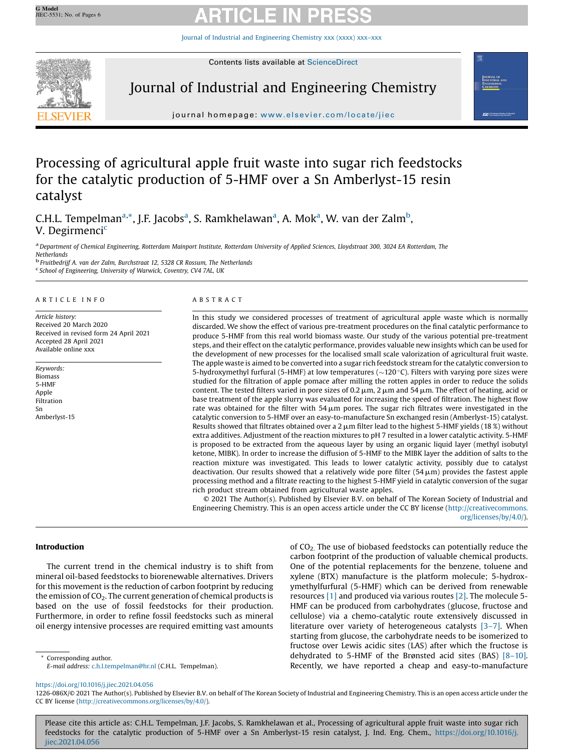# Processing of agricultural apple fruit waste into sugar rich feedstocks for the catalytic production of 5-HMF over a Sn Amberlyst-15 resin catalyst

C.H.L. Tempelman[a,*], J.F. Jacobs[a], S. Ramkhelawan[a], A. Mok[a], W. van der Zalm[b], V. Degirmenci[c]

[a] Department of Chemical Engineering, Rotterdam Mainport Institute, Rotterdam University of Applied Sciences, Lloydstraat 300, 3024 EA Rotterdam, The Netherlands
[b] Fruitbedrijf A. van der Zalm, Burchstraat 12, 5328 CR Rossum, The Netherlands
[c] School of Engineering, University of Warwick, Coventry, CV4 7AL, UK

## ARTICLE INFO

*Article history:*
Received 20 March 2020
Received in revised form 24 April 2021
Accepted 28 April 2021
Available online xxx

*Keywords:*
Biomass
5-HMF
Apple
Filtration
Sn
Amberlyst-15

## ABSTRACT

In this study we considered processes of treatment of agricultural apple waste which is normally discarded. We show the effect of various pre-treatment procedures on the final catalytic performance to produce 5-HMF from this real world biomass waste. Our study of the various potential pre-treatment steps, and their effect on the catalytic performance, provides valuable new insights which can be used for the development of new processes for the localised small scale valorization of agricultural fruit waste. The apple waste is aimed to be converted into a sugar rich feedstock stream for the catalytic conversion to 5-hydroxymethyl furfural (5-HMF) at low temperatures (~120 °C). Filters with varying pore sizes were studied for the filtration of apple pomace after milling the rotten apples in order to reduce the solids content. The tested filters varied in pore sizes of 0.2 μm, 2 μm and 54 μm. The effect of heating, acid or base treatment of the apple slurry was evaluated for increasing the speed of filtration. The highest flow rate was obtained for the filter with 54 μm pores. The sugar rich filtrates were investigated in the catalytic conversion to 5-HMF over an easy-to-manufacture Sn exchanged resin (Amberlyst-15) catalyst. Results showed that filtrates obtained over a 2 μm filter lead to the highest 5-HMF yields (18 %) without extra additives. Adjustment of the reaction mixtures to pH 7 resulted in a lower catalytic activity. 5-HMF is proposed to be extracted from the aqueous layer by using an organic liquid layer (methyl isobutyl ketone, MIBK). In order to increase the diffusion of 5-HMF to the MIBK layer the addition of salts to the reaction mixture was investigated. This leads to lower catalytic activity, possibly due to catalyst deactivation. Our results showed that a relatively wide pore filter (54 μm) provides the fastest apple processing method and a filtrate reacting to the highest 5-HMF yield in catalytic conversion of the sugar rich product stream obtained from agricultural waste apples.

© 2021 The Author(s). Published by Elsevier B.V. on behalf of The Korean Society of Industrial and Engineering Chemistry. This is an open access article under the CC BY license (http://creativecommons.org/licenses/by/4.0/).

## Introduction

The current trend in the chemical industry is to shift from mineral oil-based feedstocks to biorenewable alternatives. Drivers for this movement is the reduction of carbon footprint by reducing the emission of $CO_2$. The current generation of chemical products is based on the use of fossil feedstocks for their production. Furthermore, in order to refine fossil feedstocks such as mineral oil energy intensive processes are required emitting vast amounts of $CO_2$. The use of biobased feedstocks can potentially reduce the carbon footprint of the production of valuable chemical products. One of the potential replacements for the benzene, toluene and xylene (BTX) manufacture is the platform molecule; 5-hydroxymethylfurfural (5-HMF) which can be derived from renewable resources [1] and produced via various routes [2]. The molecule 5-HMF can be produced from carbohydrates (glucose, fructose and cellulose) via a chemo-catalytic route extensively discussed in literature over variety of heterogeneous catalysts [3–7]. When starting from glucose, the carbohydrate needs to be isomerized to fructose over Lewis acidic sites (LAS) after which the fructose is dehydrated to 5-HMF of the Brønsted acid sites (BAS) [8–10]. Recently, we have reported a cheap and easy-to-manufacture

\* Corresponding author.
*E-mail address:* c.h.l.tempelman@hr.nl (C.H.L. Tempelman).

https://doi.org/10.1016/j.jiec.2021.04.056
1226-086X/© 2021 The Author(s). Published by Elsevier B.V. on behalf of The Korean Society of Industrial and Engineering Chemistry. This is an open access article under the CC BY license (http://creativecommons.org/licenses/by/4.0/).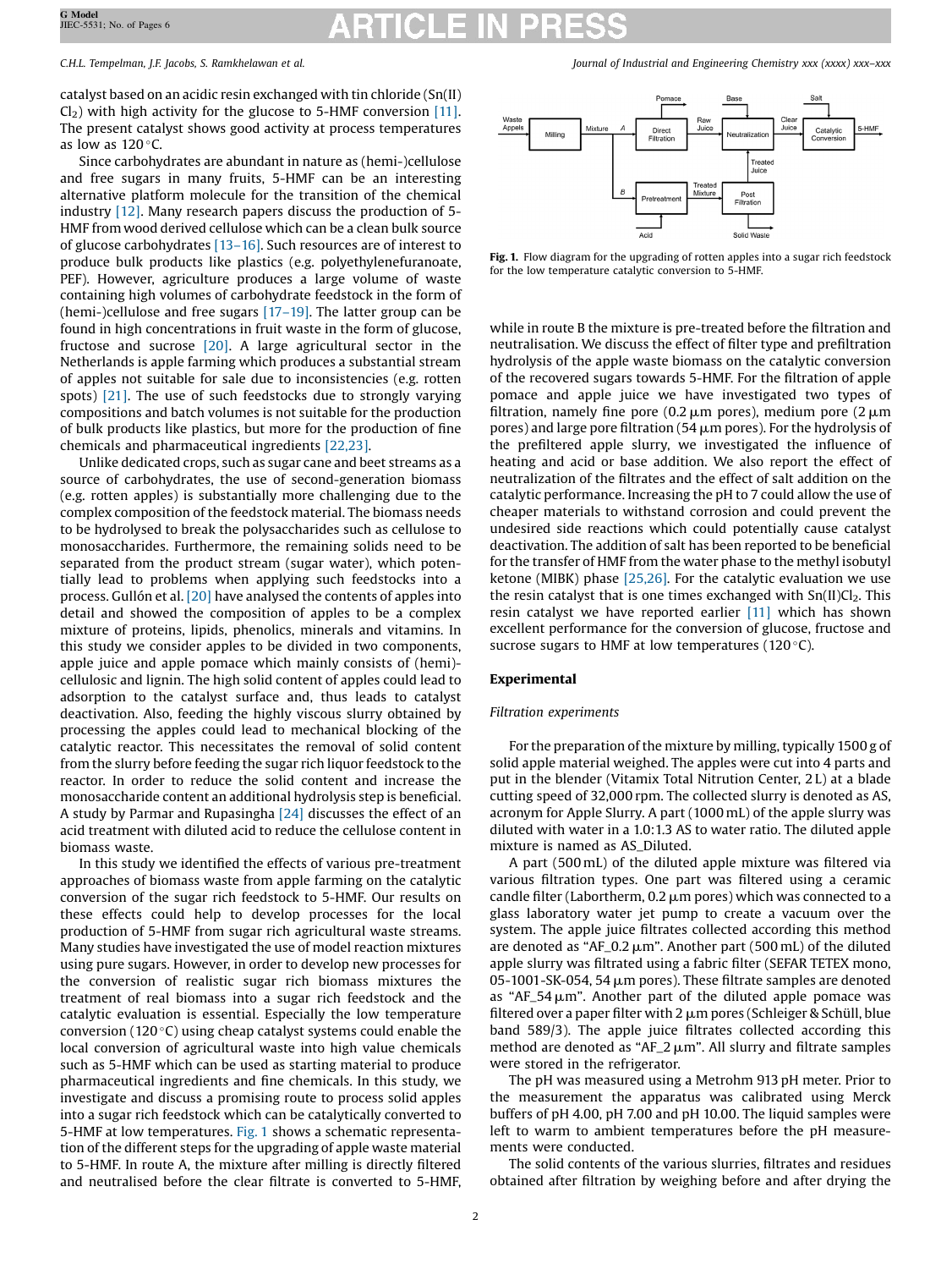catalyst based on an acidic resin exchanged with tin chloride ($Sn(II)Cl_2$) with high activity for the glucose to 5-HMF conversion [11]. The present catalyst shows good activity at process temperatures as low as 120 °C.

Since carbohydrates are abundant in nature as (hemi-)cellulose and free sugars in many fruits, 5-HMF can be an interesting alternative platform molecule for the transition of the chemical industry [12]. Many research papers discuss the production of 5-HMF from wood derived cellulose which can be a clean bulk source of glucose carbohydrates [13–16]. Such resources are of interest to produce bulk products like plastics (e.g. polyethylenefuranoate, PEF). However, agriculture produces a large volume of waste containing high volumes of carbohydrate feedstock in the form of (hemi-)cellulose and free sugars [17–19]. The latter group can be found in high concentrations in fruit waste in the form of glucose, fructose and sucrose [20]. A large agricultural sector in the Netherlands is apple farming which produces a substantial stream of apples not suitable for sale due to inconsistencies (e.g. rotten spots) [21]. The use of such feedstocks due to strongly varying compositions and batch volumes is not suitable for the production of bulk products like plastics, but more for the production of fine chemicals and pharmaceutical ingredients [22,23].

Unlike dedicated crops, such as sugar cane and beet streams as a source of carbohydrates, the use of second-generation biomass (e.g. rotten apples) is substantially more challenging due to the complex composition of the feedstock material. The biomass needs to be hydrolysed to break the polysaccharides such as cellulose to monosaccharides. Furthermore, the remaining solids need to be separated from the product stream (sugar water), which potentially lead to problems when applying such feedstocks into a process. Gullón et al. [20] have analysed the contents of apples into detail and showed the composition of apples to be a complex mixture of proteins, lipids, phenolics, minerals and vitamins. In this study we consider apples to be divided in two components, apple juice and apple pomace which mainly consists of (hemi)-cellulosic and lignin. The high solid content of apples could lead to adsorption to the catalyst surface and, thus leads to catalyst deactivation. Also, feeding the highly viscous slurry obtained by processing the apples could lead to mechanical blocking of the catalytic reactor. This necessitates the removal of solid content from the slurry before feeding the sugar rich liquor feedstock to the reactor. In order to reduce the solid content and increase the monosaccharide content an additional hydrolysis step is beneficial. A study by Parmar and Rupasingha [24] discusses the effect of an acid treatment with diluted acid to reduce the cellulose content in biomass waste.

In this study we identified the effects of various pre-treatment approaches of biomass waste from apple farming on the catalytic conversion of the sugar rich feedstock to 5-HMF. Our results on these effects could help to develop processes for the local production of 5-HMF from sugar rich agricultural waste streams. Many studies have investigated the use of model reaction mixtures using pure sugars. However, in order to develop new processes for the conversion of realistic sugar rich biomass mixtures the treatment of real biomass into a sugar rich feedstock and the catalytic evaluation is essential. Especially the low temperature conversion (120 °C) using cheap catalyst systems could enable the local conversion of agricultural waste into high value chemicals such as 5-HMF which can be used as starting material to produce pharmaceutical ingredients and fine chemicals. In this study, we investigate and discuss a promising route to process solid apples into a sugar rich feedstock which can be catalytically converted to 5-HMF at low temperatures. Fig. 1 shows a schematic representation of the different steps for the upgrading of apple waste material to 5-HMF. In route A, the mixture after milling is directly filtered and neutralised before the clear filtrate is converted to 5-HMF, while in route B the mixture is pre-treated before the filtration and neutralisation. We discuss the effect of filter type and prefiltration hydrolysis of the apple waste biomass on the catalytic conversion of the recovered sugars towards 5-HMF. For the filtration of apple pomace and apple juice we have investigated two types of filtration, namely fine pore (0.2 μm pores), medium pore (2 μm pores) and large pore filtration (54 μm pores). For the hydrolysis of the prefiltered apple slurry, we investigated the influence of heating and acid or base addition. We also report the effect of neutralization of the filtrates and the effect of salt addition on the catalytic performance. Increasing the pH to 7 could allow the use of cheaper materials to withstand corrosion and could prevent the undesired side reactions which could potentially cause catalyst deactivation. The addition of salt has been reported to be beneficial for the transfer of HMF from the water phase to the methyl isobutyl ketone (MIBK) phase [25,26]. For the catalytic evaluation we use the resin catalyst that is one times exchanged with $Sn(II)Cl_2$. This resin catalyst we have reported earlier [11] which has shown excellent performance for the conversion of glucose, fructose and sucrose sugars to HMF at low temperatures (120 °C).

Fig. 1. Flow diagram for the upgrading of rotten apples into a sugar rich feedstock for the low temperature catalytic conversion to 5-HMF.

## Experimental

### Filtration experiments

For the preparation of the mixture by milling, typically 1500 g of solid apple material weighed. The apples were cut into 4 parts and put in the blender (Vitamix Total Nitrution Center, 2 L) at a blade cutting speed of 32,000 rpm. The collected slurry is denoted as AS, acronym for Apple Slurry. A part (1000 mL) of the apple slurry was diluted with water in a 1.0:1.3 AS to water ratio. The diluted apple mixture is named as AS_Diluted.

A part (500 mL) of the diluted apple mixture was filtered via various filtration types. One part was filtered using a ceramic candle filter (Labortherm, 0.2 μm pores) which was connected to a glass laboratory water jet pump to create a vacuum over the system. The apple juice filtrates collected according this method are denoted as "AF_0.2 μm". Another part (500 mL) of the diluted apple slurry was filtrated using a fabric filter (SEFAR TETEX mono, 05-1001-SK-054, 54 μm pores). These filtrate samples are denoted as "AF_54 μm". Another part of the diluted apple pomace was filtered over a paper filter with 2 μm pores (Schleiger & Schüll, blue band 589/3). The apple juice filtrates collected according this method are denoted as "AF_2 μm". All slurry and filtrate samples were stored in the refrigerator.

The pH was measured using a Metrohm 913 pH meter. Prior to the measurement the apparatus was calibrated using Merck buffers of pH 4.00, pH 7.00 and pH 10.00. The liquid samples were left to warm to ambient temperatures before the pH measurements were conducted.

The solid contents of the various slurries, filtrates and residues obtained after filtration by weighing before and after drying the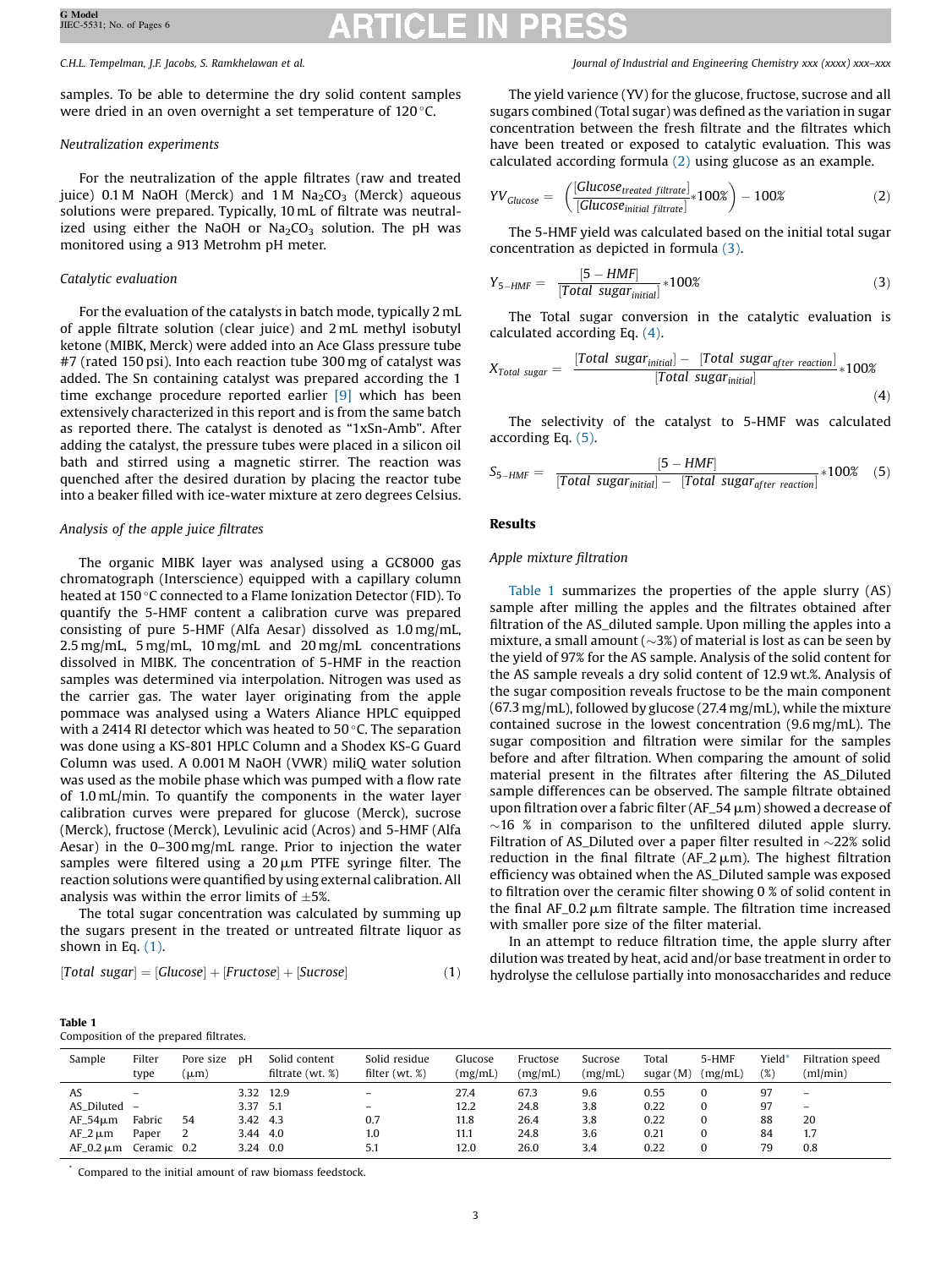samples. To be able to determine the dry solid content samples were dried in an oven overnight a set temperature of 120 °C.

### Neutralization experiments

For the neutralization of the apple filtrates (raw and treated juice) 0.1 M NaOH (Merck) and 1 M $Na_2CO_3$ (Merck) aqueous solutions were prepared. Typically, 10 mL of filtrate was neutralized using either the NaOH or $Na_2CO_3$ solution. The pH was monitored using a 913 Metrohm pH meter.

### Catalytic evaluation

For the evaluation of the catalysts in batch mode, typically 2 mL of apple filtrate solution (clear juice) and 2 mL methyl isobutyl ketone (MIBK, Merck) were added into an Ace Glass pressure tube #7 (rated 150 psi). Into each reaction tube 300 mg of catalyst was added. The Sn containing catalyst was prepared according the 1 time exchange procedure reported earlier [9] which has been extensively characterized in this report and is from the same batch as reported there. The catalyst is denoted as "1xSn-Amb". After adding the catalyst, the pressure tubes were placed in a silicon oil bath and stirred using a magnetic stirrer. The reaction was quenched after the desired duration by placing the reactor tube into a beaker filled with ice-water mixture at zero degrees Celsius.

### Analysis of the apple juice filtrates

The organic MIBK layer was analysed using a GC8000 gas chromatograph (Interscience) equipped with a capillary column heated at 150 °C connected to a Flame Ionization Detector (FID). To quantify the 5-HMF content a calibration curve was prepared consisting of pure 5-HMF (Alfa Aesar) dissolved as 1.0 mg/mL, 2.5 mg/mL, 5 mg/mL, 10 mg/mL and 20 mg/mL concentrations dissolved in MIBK. The concentration of 5-HMF in the reaction samples was determined via interpolation. Nitrogen was used as the carrier gas. The water layer originating from the apple pommace was analysed using a Waters Aliance HPLC equipped with a 2414 RI detector which was heated to 50 °C. The separation was done using a KS-801 HPLC Column and a Shodex KS-G Guard Column was used. A 0.001 M NaOH (VWR) miliQ water solution was used as the mobile phase which was pumped with a flow rate of 1.0 mL/min. To quantify the components in the water layer calibration curves were prepared for glucose (Merck), sucrose (Merck), fructose (Merck), Levulinic acid (Acros) and 5-HMF (Alfa Aesar) in the 0–300 mg/mL range. Prior to injection the water samples were filtered using a 20 µm PTFE syringe filter. The reaction solutions were quantified by using external calibration. All analysis was within the error limits of ±5%.

The total sugar concentration was calculated by summing up the sugars present in the treated or untreated filtrate liquor as shown in Eq. (1).

$$[Total\ sugar] = [Glucose] + [Fructose] + [Sucrose] \tag{1}$$

The yield varience (YV) for the glucose, fructose, sucrose and all sugars combined (Total sugar) was defined as the variation in sugar concentration between the fresh filtrate and the filtrates which have been treated or exposed to catalytic evaluation. This was calculated according formula (2) using glucose as an example.

$$YV_{Glucose} = \left(\frac{[Glucose_{treated\ filtrate}]}{[Glucose_{initial\ filtrate}]} * 100\%\right) - 100\% \tag{2}$$

The 5-HMF yield was calculated based on the initial total sugar concentration as depicted in formula (3).

$$Y_{5-HMF} = \frac{[5-HMF]}{[Total\ sugar_{initial}]} * 100\% \tag{3}$$

The Total sugar conversion in the catalytic evaluation is calculated according Eq. (4).

$$X_{Total\ sugar} = \frac{[Total\ sugar_{initial}] - [Total\ sugar_{after\ reaction}]}{[Total\ sugar_{initial}]} * 100\% \tag{4}$$

The selectivity of the catalyst to 5-HMF was calculated according Eq. (5).

$$S_{5-HMF} = \frac{[5-HMF]}{[Total\ sugar_{initial}] - [Total\ sugar_{after\ reaction}]} * 100\% \tag{5}$$

## Results

### Apple mixture filtration

Table 1 summarizes the properties of the apple slurry (AS) sample after milling the apples and the filtrates obtained after filtration of the AS_diluted sample. Upon milling the apples into a mixture, a small amount (~3%) of material is lost as can be seen by the yield of 97% for the AS sample. Analysis of the solid content for the AS sample reveals a dry solid content of 12.9 wt.%. Analysis of the sugar composition reveals fructose to be the main component (67.3 mg/mL), followed by glucose (27.4 mg/mL), while the mixture contained sucrose in the lowest concentration (9.6 mg/mL). The sugar composition and filtration were similar for the samples before and after filtration. When comparing the amount of solid material present in the filtrates after filtering the AS_Diluted sample differences can be observed. The sample filtrate obtained upon filtration over a fabric filter (AF_54 µm) showed a decrease of ~16 % in comparison to the unfiltered diluted apple slurry. Filtration of AS_Diluted over a paper filter resulted in ~22% solid reduction in the final filtrate (AF_2 µm). The highest filtration efficiency was obtained when the AS_Diluted sample was exposed to filtration over the ceramic filter showing 0 % of solid content in the final AF_0.2 µm filtrate sample. The filtration time increased with smaller pore size of the filter material.

In an attempt to reduce filtration time, the apple slurry after dilution was treated by heat, acid and/or base treatment in order to hydrolyse the cellulose partially into monosaccharides and reduce

**Table 1**
Composition of the prepared filtrates.

| Sample | Filter type | Pore size (µm) | pH | Solid content filtrate (wt. %) | Solid residue filter (wt. %) | Glucose (mg/mL) | Fructose (mg/mL) | Sucrose (mg/mL) | Total sugar (M) | 5-HMF (mg/mL) | Yield* (%) | Filtration speed (ml/min) |
|---|---|---|---|---|---|---|---|---|---|---|---|---|
| AS | – | | 3.32 | 12.9 | – | 27.4 | 67.3 | 9.6 | 0.55 | 0 | 97 | – |
| AS_Diluted | – | | 3.37 | 5.1 | – | 12.2 | 24.8 | 3.8 | 0.22 | 0 | 97 | – |
| AF_54µm | Fabric | 54 | 3.42 | 4.3 | 0.7 | 11.8 | 26.4 | 3.8 | 0.22 | 0 | 88 | 20 |
| AF_2 µm | Paper | 2 | 3.44 | 4.0 | 1.0 | 11.1 | 24.8 | 3.6 | 0.21 | 0 | 84 | 1.7 |
| AF_0.2 µm | Ceramic | 0.2 | 3.24 | 0.0 | 5.1 | 12.0 | 26.0 | 3.4 | 0.22 | 0 | 79 | 0.8 |

* Compared to the initial amount of raw biomass feedstock.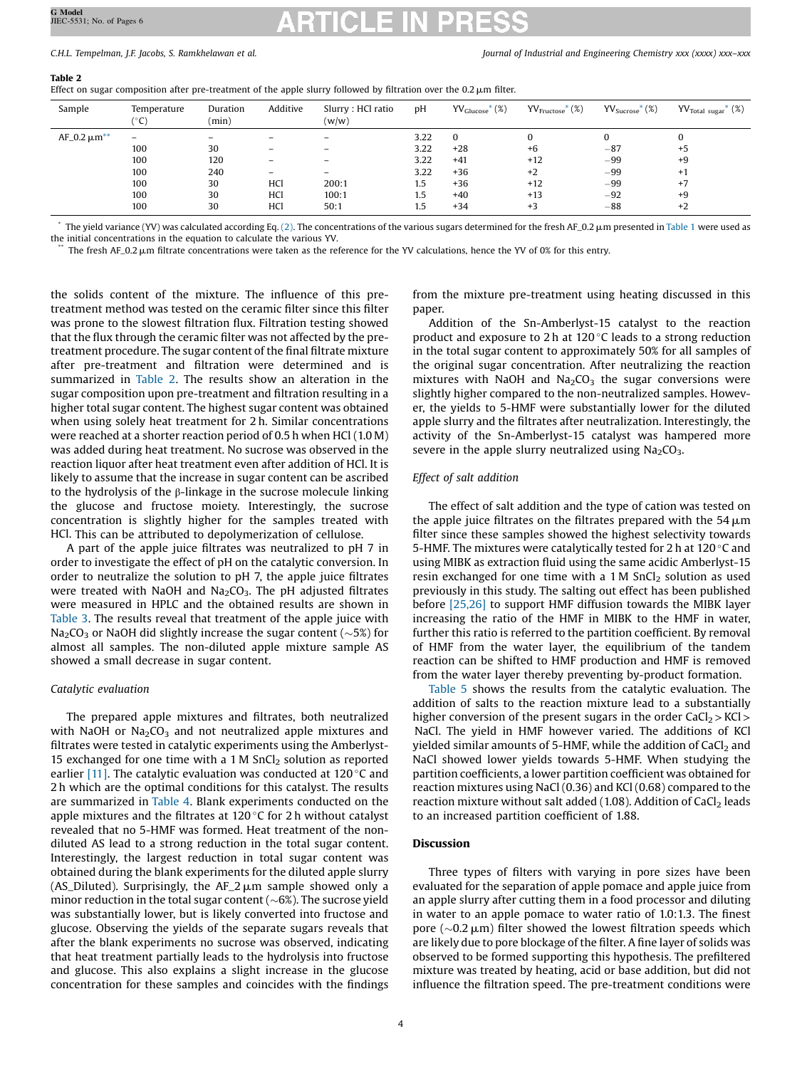**Table 2**
Effect on sugar composition after pre-treatment of the apple slurry followed by filtration over the 0.2 μm filter.

| Sample | Temperature (°C) | Duration (min) | Additive | Slurry : HCl ratio (w/w) | pH | $YV_{Glucose}$* (%) | $YV_{Fructose}$* (%) | $YV_{Sucrose}$* (%) | $YV_{Total\ sugar}$* (%) |
|---|---|---|---|---|---|---|---|---|---|
| AF_0.2 μm** | – | – | – | – | 3.22 | 0 | 0 | 0 | 0 |
| | 100 | 30 | – | – | 3.22 | +28 | +6 | −87 | +5 |
| | 100 | 120 | – | – | 3.22 | +41 | +12 | −99 | +9 |
| | 100 | 240 | – | – | 3.22 | +36 | +2 | −99 | +1 |
| | 100 | 30 | HCl | 200:1 | 1.5 | +36 | +12 | −99 | +7 |
| | 100 | 30 | HCl | 100:1 | 1.5 | +40 | +13 | −92 | +9 |
| | 100 | 30 | HCl | 50:1 | 1.5 | +34 | +3 | −88 | +2 |

\* The yield variance (YV) was calculated according Eq. (2). The concentrations of the various sugars determined for the fresh AF_0.2 μm presented in Table 1 were used as the initial concentrations in the equation to calculate the various YV.

\*\* The fresh AF_0.2 μm filtrate concentrations were taken as the reference for the YV calculations, hence the YV of 0% for this entry.

the solids content of the mixture. The influence of this pre-treatment method was tested on the ceramic filter since this filter was prone to the slowest filtration flux. Filtration testing showed that the flux through the ceramic filter was not affected by the pre-treatment procedure. The sugar content of the final filtrate mixture after pre-treatment and filtration were determined and is summarized in Table 2. The results show an alteration in the sugar composition upon pre-treatment and filtration resulting in a higher total sugar content. The highest sugar content was obtained when using solely heat treatment for 2 h. Similar concentrations were reached at a shorter reaction period of 0.5 h when HCl (1.0 M) was added during heat treatment. No sucrose was observed in the reaction liquor after heat treatment even after addition of HCl. It is likely to assume that the increase in sugar content can be ascribed to the hydrolysis of the β-linkage in the sucrose molecule linking the glucose and fructose moiety. Interestingly, the sucrose concentration is slightly higher for the samples treated with HCl. This can be attributed to depolymerization of cellulose.

A part of the apple juice filtrates was neutralized to pH 7 in order to investigate the effect of pH on the catalytic conversion. In order to neutralize the solution to pH 7, the apple juice filtrates were treated with NaOH and $Na_2CO_3$. The pH adjusted filtrates were measured in HPLC and the obtained results are shown in Table 3. The results reveal that treatment of the apple juice with $Na_2CO_3$ or NaOH did slightly increase the sugar content (~5%) for almost all samples. The non-diluted apple mixture sample AS showed a small decrease in sugar content.

*Catalytic evaluation*

The prepared apple mixtures and filtrates, both neutralized with NaOH or $Na_2CO_3$ and not neutralized apple mixtures and filtrates were tested in catalytic experiments using the Amberlyst-15 exchanged for one time with a 1 M $SnCl_2$ solution as reported earlier [11]. The catalytic evaluation was conducted at 120 °C and 2 h which are the optimal conditions for this catalyst. The results are summarized in Table 4. Blank experiments conducted on the apple mixtures and the filtrates at 120 °C for 2 h without catalyst revealed that no 5-HMF was formed. Heat treatment of the non-diluted AS lead to a strong reduction in the total sugar content. Interestingly, the largest reduction in total sugar content was obtained during the blank experiments for the diluted apple slurry (AS_Diluted). Surprisingly, the AF_2 μm sample showed only a minor reduction in the total sugar content (~6%). The sucrose yield was substantially lower, but is likely converted into fructose and glucose. Observing the yields of the separate sugars reveals that after the blank experiments no sucrose was observed, indicating that heat treatment partially leads to the hydrolysis into fructose and glucose. This also explains a slight increase in the glucose concentration for these samples and coincides with the findings from the mixture pre-treatment using heating discussed in this paper.

Addition of the Sn-Amberlyst-15 catalyst to the reaction product and exposure to 2 h at 120 °C leads to a strong reduction in the total sugar content to approximately 50% for all samples of the original sugar concentration. After neutralizing the reaction mixtures with NaOH and $Na_2CO_3$ the sugar conversions were slightly higher compared to the non-neutralized samples. However, the yields to 5-HMF were substantially lower for the diluted apple slurry and the filtrates after neutralization. Interestingly, the activity of the Sn-Amberlyst-15 catalyst was hampered more severe in the apple slurry neutralized using $Na_2CO_3$.

*Effect of salt addition*

The effect of salt addition and the type of cation was tested on the apple juice filtrates on the filtrates prepared with the 54 μm filter since these samples showed the highest selectivity towards 5-HMF. The mixtures were catalytically tested for 2 h at 120 °C and using MIBK as extraction fluid using the same acidic Amberlyst-15 resin exchanged for one time with a 1 M $SnCl_2$ solution as used previously in this study. The salting out effect has been published before [25,26] to support HMF diffusion towards the MIBK layer increasing the ratio of the HMF in MIBK to the HMF in water, further this ratio is referred to the partition coefficient. By removal of HMF from the water layer, the equilibrium of the tandem reaction can be shifted to HMF production and HMF is removed from the water layer thereby preventing by-product formation.

Table 5 shows the results from the catalytic evaluation. The addition of salts to the reaction mixture lead to a substantially higher conversion of the present sugars in the order $CaCl_2$ > KCl > NaCl. The yield in HMF however varied. The additions of KCl yielded similar amounts of 5-HMF, while the addition of $CaCl_2$ and NaCl showed lower yields towards 5-HMF. When studying the partition coefficients, a lower partition coefficient was obtained for reaction mixtures using NaCl (0.36) and KCl (0.68) compared to the reaction mixture without salt added (1.08). Addition of $CaCl_2$ leads to an increased partition coefficient of 1.88.

## Discussion

Three types of filters with varying in pore sizes have been evaluated for the separation of apple pomace and apple juice from an apple slurry after cutting them in a food processor and diluting in water to an apple pomace to water ratio of 1.0:1.3. The finest pore (~0.2 μm) filter showed the lowest filtration speeds which are likely due to pore blockage of the filter. A fine layer of solids was observed to be formed supporting this hypothesis. The prefiltered mixture was treated by heating, acid or base addition, but did not influence the filtration speed. The pre-treatment conditions were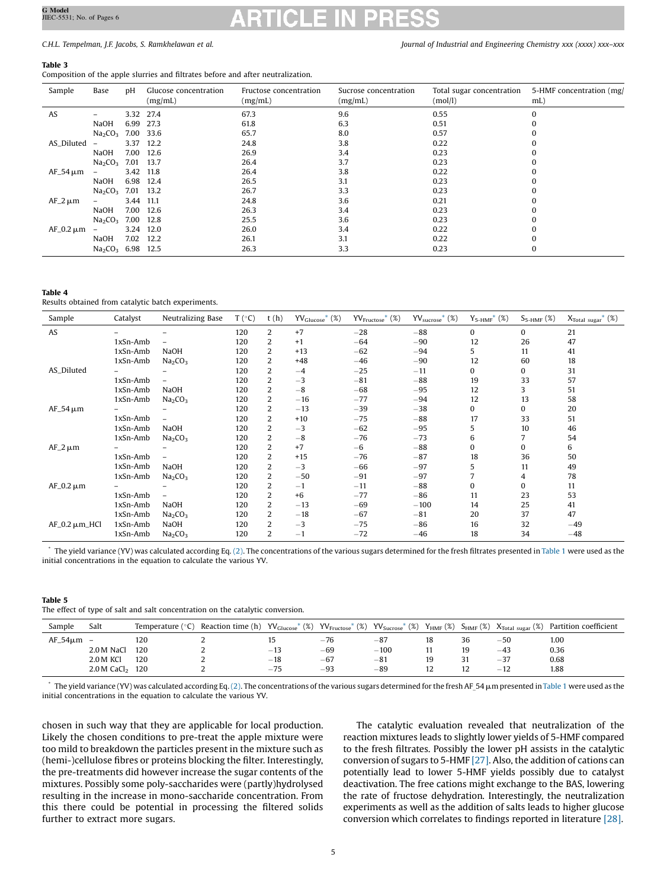**Table 3**
Composition of the apple slurries and filtrates before and after neutralization.

| Sample | Base | pH | Glucose concentration (mg/mL) | Fructose concentration (mg/mL) | Sucrose concentration (mg/mL) | Total sugar concentration (mol/l) | 5-HMF concentration (mg/mL) |
|---|---|---|---|---|---|---|---|
| AS | – | 3.32 | 27.4 | 67.3 | 9.6 | 0.55 | 0 |
| | NaOH | 6.99 | 27.3 | 61.8 | 6.3 | 0.51 | 0 |
| | $Na_2CO_3$ | 7.00 | 33.6 | 65.7 | 8.0 | 0.57 | 0 |
| AS_Diluted | – | 3.37 | 12.2 | 24.8 | 3.8 | 0.22 | 0 |
| | NaOH | 7.00 | 12.6 | 26.9 | 3.4 | 0.23 | 0 |
| | $Na_2CO_3$ | 7.01 | 13.7 | 26.4 | 3.7 | 0.23 | 0 |
| AF_54 μm | – | 3.42 | 11.8 | 26.4 | 3.8 | 0.22 | 0 |
| | NaOH | 6.98 | 12.4 | 26.5 | 3.1 | 0.23 | 0 |
| | $Na_2CO_3$ | 7.01 | 13.2 | 26.7 | 3.3 | 0.23 | 0 |
| AF_2 μm | – | 3.44 | 11.1 | 24.8 | 3.6 | 0.21 | 0 |
| | NaOH | 7.00 | 12.6 | 26.3 | 3.4 | 0.23 | 0 |
| | $Na_2CO_3$ | 7.00 | 12.8 | 25.5 | 3.6 | 0.23 | 0 |
| AF_0.2 μm | – | 3.24 | 12.0 | 26.0 | 3.4 | 0.22 | 0 |
| | NaOH | 7.02 | 12.2 | 26.1 | 3.1 | 0.22 | 0 |
| | $Na_2CO_3$ | 6.98 | 12.5 | 26.3 | 3.3 | 0.23 | 0 |

**Table 4**
Results obtained from catalytic batch experiments.

| Sample | Catalyst | Neutralizing Base | T (°C) | t (h) | $YV_{Glucose}$* (%) | $YV_{Fructose}$* (%) | $YV_{sucrose}$* (%) | $Y_{5\text{-}HMF}$* (%) | $S_{5\text{-}HMF}$ (%) | $X_{Total\ sugar}$* (%) |
|---|---|---|---|---|---|---|---|---|---|---|
| AS | – | – | 120 | 2 | +7 | −28 | −88 | 0 | 0 | 21 |
| | 1xSn-Amb | – | 120 | 2 | +1 | −64 | −90 | 12 | 26 | 47 |
| | 1xSn-Amb | NaOH | 120 | 2 | +13 | −62 | −94 | 5 | 11 | 41 |
| | 1xSn-Amb | $Na_2CO_3$ | 120 | 2 | +48 | −46 | −90 | 12 | 60 | 18 |
| AS_Diluted | – | – | 120 | 2 | −4 | −25 | −11 | 0 | 0 | 31 |
| | 1xSn-Amb | – | 120 | 2 | −3 | −81 | −88 | 19 | 33 | 57 |
| | 1xSn-Amb | NaOH | 120 | 2 | −8 | −68 | −95 | 12 | 3 | 51 |
| | 1xSn-Amb | $Na_2CO_3$ | 120 | 2 | −16 | −77 | −94 | 12 | 13 | 58 |
| AF_54 μm | – | – | 120 | 2 | −13 | −39 | −38 | 0 | 0 | 20 |
| | 1xSn-Amb | – | 120 | 2 | +10 | −75 | −88 | 17 | 33 | 51 |
| | 1xSn-Amb | NaOH | 120 | 2 | −3 | −62 | −95 | 5 | 10 | 46 |
| | 1xSn-Amb | $Na_2CO_3$ | 120 | 2 | −8 | −76 | −73 | 6 | 7 | 54 |
| AF_2 μm | – | – | 120 | 2 | +7 | −6 | −88 | 0 | 0 | 6 |
| | 1xSn-Amb | – | 120 | 2 | +15 | −76 | −87 | 18 | 36 | 50 |
| | 1xSn-Amb | NaOH | 120 | 2 | −3 | −66 | −97 | 5 | 11 | 49 |
| | 1xSn-Amb | $Na_2CO_3$ | 120 | 2 | −50 | −91 | −97 | 7 | 4 | 78 |
| AF_0.2 μm | – | – | 120 | 2 | −1 | −11 | −88 | 0 | 0 | 11 |
| | 1xSn-Amb | – | 120 | 2 | +6 | −77 | −86 | 11 | 23 | 53 |
| | 1xSn-Amb | NaOH | 120 | 2 | −13 | −69 | −100 | 14 | 25 | 41 |
| | 1xSn-Amb | $Na_2CO_3$ | 120 | 2 | −18 | −67 | −81 | 20 | 37 | 47 |
| AF_0.2 μm_HCl | 1xSn-Amb | NaOH | 120 | 2 | −3 | −75 | −86 | 16 | 32 | −49 |
| | 1xSn-Amb | $Na_2CO_3$ | 120 | 2 | −1 | −72 | −46 | 18 | 34 | −48 |

* The yield variance (YV) was calculated according Eq. (2). The concentrations of the various sugars determined for the fresh filtrates presented in Table 1 were used as the initial concentrations in the equation to calculate the various YV.

**Table 5**
The effect of type of salt and salt concentration on the catalytic conversion.

| Sample | Salt | Temperature (°C) | Reaction time (h) | $YV_{Glucose}$* (%) | $YV_{Fructose}$* (%) | $YV_{Sucrose}$* (%) | $Y_{HMF}$ (%) | $S_{HMF}$ (%) | $X_{Total\ sugar}$ (%) | Partition coefficient |
|---|---|---|---|---|---|---|---|---|---|---|
| AF_54μm | – | 120 | 2 | 15 | −76 | −87 | 18 | 36 | −50 | 1.00 |
| | 2.0 M NaCl | 120 | 2 | −13 | −69 | −100 | 11 | 19 | −43 | 0.36 |
| | 2.0 M KCl | 120 | 2 | −18 | −67 | −81 | 19 | 31 | −37 | 0.68 |
| | 2.0 M $CaCl_2$ | 120 | 2 | −75 | −93 | −89 | 12 | 12 | −12 | 1.88 |

* The yield variance (YV) was calculated according Eq. (2). The concentrations of the various sugars determined for the fresh AF_54 μm presented in Table 1 were used as the initial concentrations in the equation to calculate the various YV.

chosen in such way that they are applicable for local production. Likely the chosen conditions to pre-treat the apple mixture were too mild to breakdown the particles present in the mixture such as (hemi-)cellulose fibres or proteins blocking the filter. Interestingly, the pre-treatments did however increase the sugar contents of the mixtures. Possibly some poly-saccharides were (partly)hydrolysed resulting in the increase in mono-saccharide concentration. From this there could be potential in processing the filtered solids further to extract more sugars.

The catalytic evaluation revealed that neutralization of the reaction mixtures leads to slightly lower yields of 5-HMF compared to the fresh filtrates. Possibly the lower pH assists in the catalytic conversion of sugars to 5-HMF [27]. Also, the addition of cations can potentially lead to lower 5-HMF yields possibly due to catalyst deactivation. The free cations might exchange to the BAS, lowering the rate of fructose dehydration. Interestingly, the neutralization experiments as well as the addition of salts leads to higher glucose conversion which correlates to findings reported in literature [28].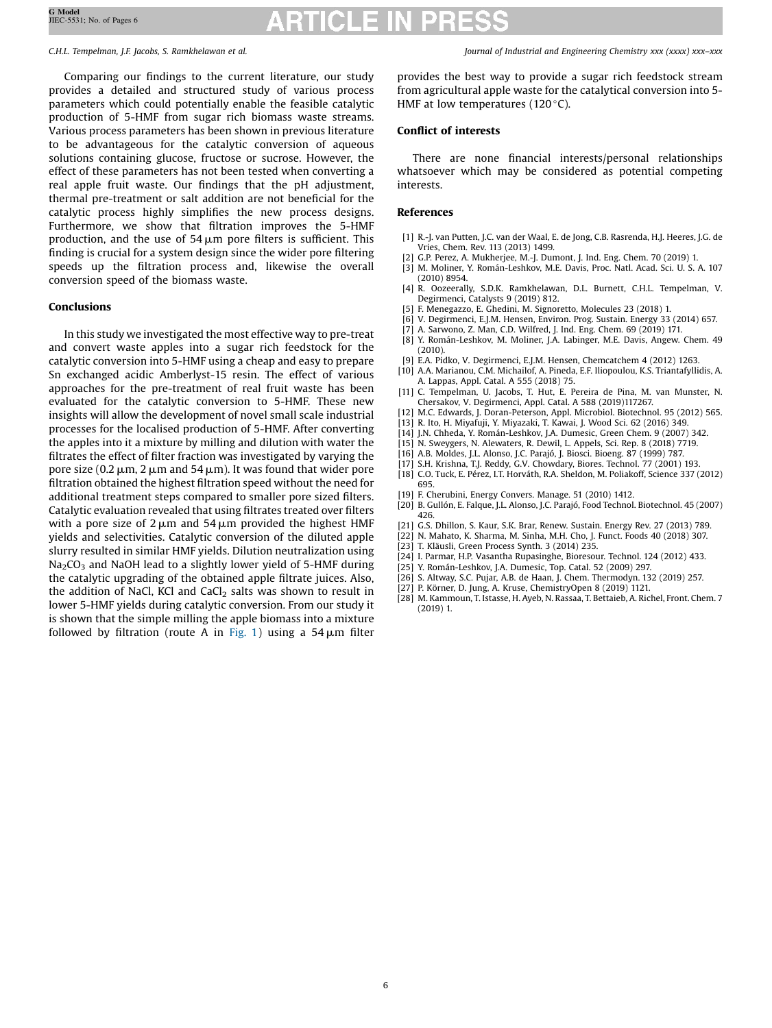Comparing our findings to the current literature, our study provides a detailed and structured study of various process parameters which could potentially enable the feasible catalytic production of 5-HMF from sugar rich biomass waste streams. Various process parameters has been shown in previous literature to be advantageous for the catalytic conversion of aqueous solutions containing glucose, fructose or sucrose. However, the effect of these parameters has not been tested when converting a real apple fruit waste. Our findings that the pH adjustment, thermal pre-treatment or salt addition are not beneficial for the catalytic process highly simplifies the new process designs. Furthermore, we show that filtration improves the 5-HMF production, and the use of 54 μm pore filters is sufficient. This finding is crucial for a system design since the wider pore filtering speeds up the filtration process and, likewise the overall conversion speed of the biomass waste.

## Conclusions

In this study we investigated the most effective way to pre-treat and convert waste apples into a sugar rich feedstock for the catalytical conversion into 5-HMF using a cheap and easy to prepare Sn exchanged acidic Amberlyst-15 resin. The effect of various approaches for the pre-treatment of real fruit waste has been evaluated for the catalytic conversion to 5-HMF. These new insights will allow the development of novel small scale industrial processes for the localised production of 5-HMF. After converting the apples into it a mixture by milling and dilution with water the filtrates the effect of filter fraction was investigated by varying the pore size (0.2 μm, 2 μm and 54 μm). It was found that wider pore filtration obtained the highest filtration speed without the need for additional treatment steps compared to smaller pore sized filters. Catalytic evaluation revealed that using filtrates treated over filters with a pore size of 2 μm and 54 μm provided the highest HMF yields and selectivities. Catalytic conversion of the diluted apple slurry resulted in similar HMF yields. Dilution neutralization using $Na_2CO_3$ and NaOH lead to a slightly lower yield of 5-HMF during the catalytic upgrading of the obtained apple filtrate juices. Also, the addition of NaCl, KCl and $CaCl_2$ salts was shown to result in lower 5-HMF yields during catalytic conversion. From our study it is shown that the simple milling the apple biomass into a mixture followed by filtration (route A in Fig. 1) using a 54 μm filter provides the best way to provide a sugar rich feedstock stream from agricultural apple waste for the catalytical conversion into 5-HMF at low temperatures (120 °C).

## Conflict of interests

There are none financial interests/personal relationships whatsoever which may be considered as potential competing interests.

## References

[1] R.-J. van Putten, J.C. van der Waal, E. de Jong, C.B. Rasrenda, H.J. Heeres, J.G. de Vries, Chem. Rev. 113 (2013) 1499.
[2] G.P. Perez, A. Mukherjee, M.-J. Dumont, J. Ind. Eng. Chem. 70 (2019) 1.
[3] M. Moliner, Y. Román-Leshkov, M.E. Davis, Proc. Natl. Acad. Sci. U. S. A. 107 (2010) 8954.
[4] R. Oozeerally, S.D.K. Ramkhelawan, D.L. Burnett, C.H.L. Tempelman, V. Degirmenci, Catalysts 9 (2019) 812.
[5] F. Menegazzo, E. Ghedini, M. Signoretto, Molecules 23 (2018) 1.
[6] V. Degirmenci, E.J.M. Hensen, Environ. Prog. Sustain. Energy 33 (2014) 657.
[7] A. Sarwono, Z. Man, C.D. Wilfred, J. Ind. Eng. Chem. 69 (2019) 171.
[8] Y. Román-Leshkov, M. Moliner, J.A. Labinger, M.E. Davis, Angew. Chem. 49 (2010).
[9] E.A. Pidko, V. Degirmenci, E.J.M. Hensen, Chemcatchem 4 (2012) 1263.
[10] A.A. Marianou, C.M. Michailof, A. Pineda, E.F. Iliopoulou, K.S. Triantafyllidis, A. A. Lappas, Appl. Catal. A 555 (2018) 75.
[11] C. Tempelman, U. Jacobs, T. Hut, E. Pereira de Pina, M. van Munster, N. Chersakov, V. Degirmenci, Appl. Catal. A 588 (2019)117267.
[12] M.C. Edwards, J. Doran-Peterson, Appl. Microbiol. Biotechnol. 95 (2012) 565.
[13] R. Ito, H. Miyafuji, Y. Miyazaki, T. Kawai, J. Wood Sci. 62 (2016) 349.
[14] J.N. Chheda, Y. Román-Leshkov, J.A. Dumesic, Green Chem. 9 (2007) 342.
[15] N. Sweygers, R. Alewaters, R. Dewil, L. Appels, Sci. Rep. 8 (2018) 7719.
[16] A.B. Moldes, J.L. Alonso, J.C. Parajó, J. Biosci. Bioeng. 87 (1999) 787.
[17] S.H. Krishna, T.J. Reddy, G.V. Chowdary, Biores. Technol. 77 (2001) 193.
[18] C.O. Tuck, E. Pérez, I.T. Horváth, R.A. Sheldon, M. Poliakoff, Science 337 (2012) 695.
[19] F. Cherubini, Energy Convers. Manage. 51 (2010) 1412.
[20] B. Gullón, E. Falque, J.L. Alonso, J.C. Parajó, Food Technol. Biotechnol. 45 (2007) 426.
[21] G.S. Dhillon, S. Kaur, S.K. Brar, Renew. Sustain. Energy Rev. 27 (2013) 789.
[22] N. Mahato, K. Sharma, M. Sinha, M.H. Cho, J. Funct. Foods 40 (2018) 307.
[23] T. Kläusli, Green Process Synth. 3 (2014) 235.
[24] I. Parmar, H.P. Vasantha Rupasinghe, Bioresour. Technol. 124 (2012) 433.
[25] Y. Román-Leshkov, J.A. Dumesic, Top. Catal. 52 (2009) 297.
[26] S. Altway, S.C. Pujar, A.B. de Haan, J. Chem. Thermodyn. 132 (2019) 257.
[27] P. Körner, D. Jung, A. Kruse, ChemistryOpen 8 (2019) 1121.
[28] M. Kammoun, T. Istasse, H. Ayeb, N. Rassaa, T. Bettaieb, A. Richel, Front. Chem. 7 (2019) 1.